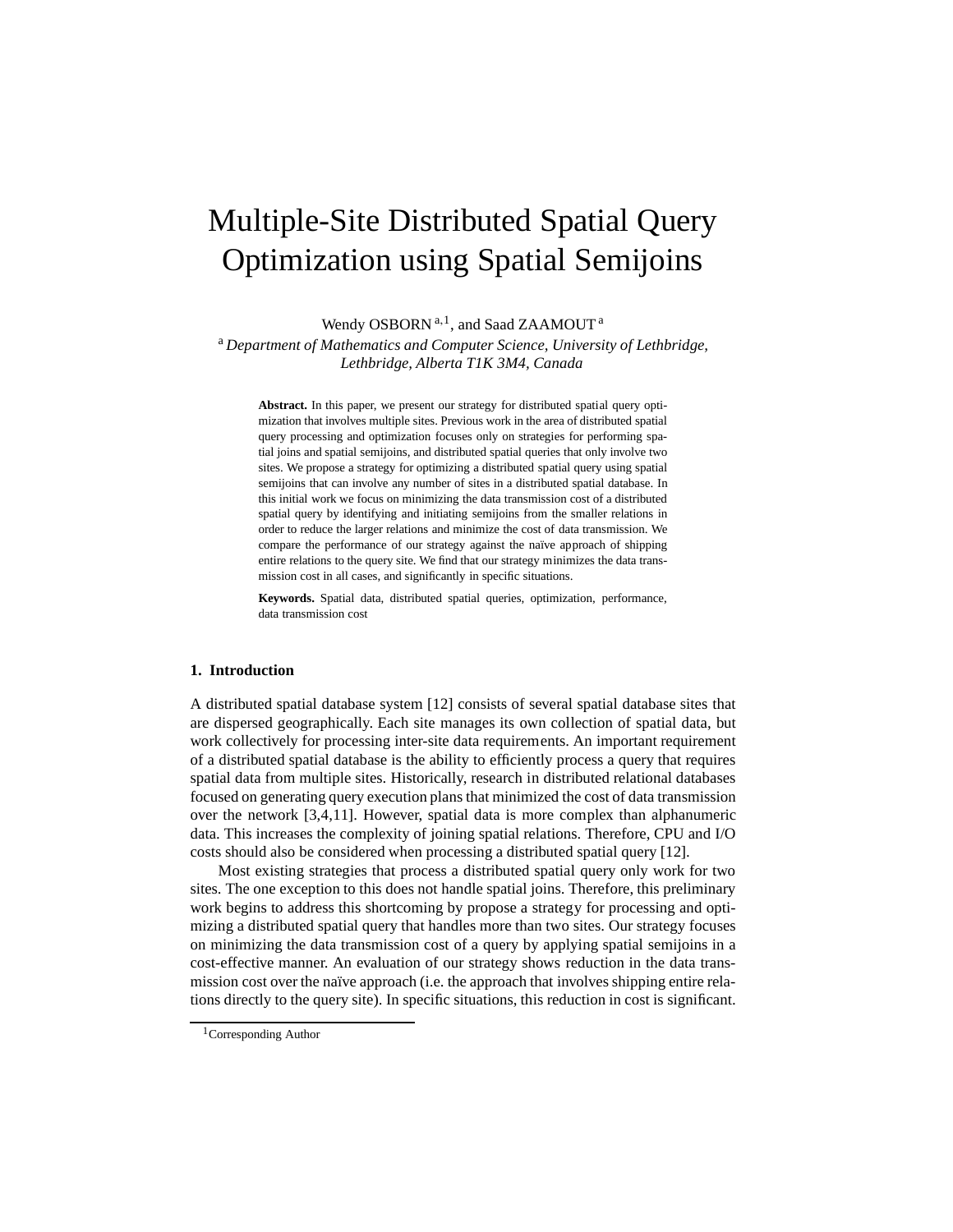# Multiple-Site Distributed Spatial Query Optimization using Spatial Semijoins

Wendy OSBORN [a,1], and Saad ZAAMOUT [a]

[a] *Department of Mathematics and Computer Science, University of Lethbridge, Lethbridge, Alberta T1K 3M4, Canada*

**Abstract.** In this paper, we present our strategy for distributed spatial query optimization that involves multiple sites. Previous work in the area of distributed spatial query processing and optimization focuses only on strategies for performing spatial joins and spatial semijoins, and distributed spatial queries that only involve two sites. We propose a strategy for optimizing a distributed spatial query using spatial semijoins that can involve any number of sites in a distributed spatial database. In this initial work we focus on minimizing the data transmission cost of a distributed spatial query by identifying and initiating semijoins from the smaller relations in order to reduce the larger relations and minimize the cost of data transmission. We compare the performance of our strategy against the naïve approach of shipping entire relations to the query site. We find that our strategy minimizes the data transmission cost in all cases, and significantly in specific situations.

**Keywords.** Spatial data, distributed spatial queries, optimization, performance, data transmission cost

## 1. Introduction

A distributed spatial database system [12] consists of several spatial database sites that are dispersed geographically. Each site manages its own collection of spatial data, but work collectively for processing inter-site data requirements. An important requirement of a distributed spatial database is the ability to efficiently process a query that requires spatial data from multiple sites. Historically, research in distributed relational databases focused on generating query execution plans that minimized the cost of data transmission over the network [3,4,11]. However, spatial data is more complex than alphanumeric data. This increases the complexity of joining spatial relations. Therefore, CPU and I/O costs should also be considered when processing a distributed spatial query [12].

Most existing strategies that process a distributed spatial query only work for two sites. The one exception to this does not handle spatial joins. Therefore, this preliminary work begins to address this shortcoming by propose a strategy for processing and optimizing a distributed spatial query that handles more than two sites. Our strategy focuses on minimizing the data transmission cost of a query by applying spatial semijoins in a cost-effective manner. An evaluation of our strategy shows reduction in the data transmission cost over the naïve approach (i.e. the approach that involves shipping entire relations directly to the query site). In specific situations, this reduction in cost is significant.

[1] Corresponding Author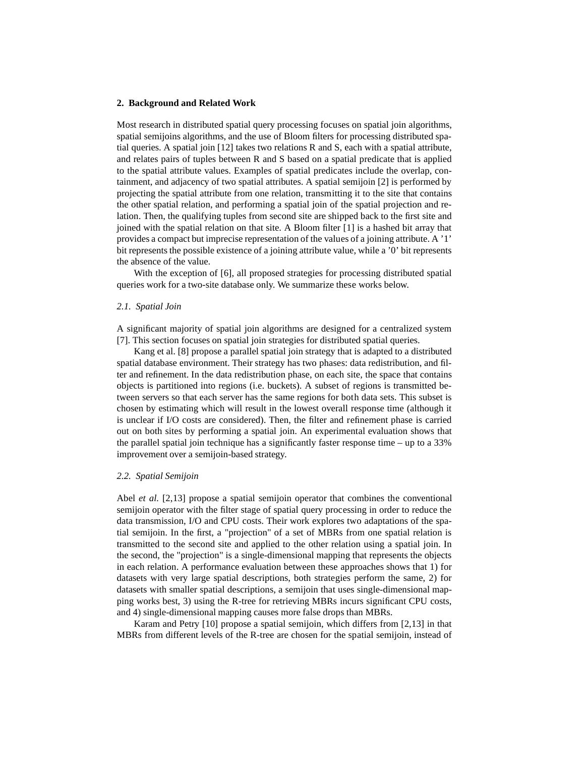## 2. Background and Related Work

Most research in distributed spatial query processing focuses on spatial join algorithms, spatial semijoins algorithms, and the use of Bloom filters for processing distributed spatial queries. A spatial join [12] takes two relations R and S, each with a spatial attribute, and relates pairs of tuples between R and S based on a spatial predicate that is applied to the spatial attribute values. Examples of spatial predicates include the overlap, containment, and adjacency of two spatial attributes. A spatial semijoin [2] is performed by projecting the spatial attribute from one relation, transmitting it to the site that contains the other spatial relation, and performing a spatial join of the spatial projection and relation. Then, the qualifying tuples from second site are shipped back to the first site and joined with the spatial relation on that site. A Bloom filter [1] is a hashed bit array that provides a compact but imprecise representation of the values of a joining attribute. A '1' bit represents the possible existence of a joining attribute value, while a '0' bit represents the absence of the value.

With the exception of [6], all proposed strategies for processing distributed spatial queries work for a two-site database only. We summarize these works below.

### 2.1. Spatial Join

A significant majority of spatial join algorithms are designed for a centralized system [7]. This section focuses on spatial join strategies for distributed spatial queries.

Kang et al. [8] propose a parallel spatial join strategy that is adapted to a distributed spatial database environment. Their strategy has two phases: data redistribution, and filter and refinement. In the data redistribution phase, on each site, the space that contains objects is partitioned into regions (i.e. buckets). A subset of regions is transmitted between servers so that each server has the same regions for both data sets. This subset is chosen by estimating which will result in the lowest overall response time (although it is unclear if I/O costs are considered). Then, the filter and refinement phase is carried out on both sites by performing a spatial join. An experimental evaluation shows that the parallel spatial join technique has a significantly faster response time – up to a 33% improvement over a semijoin-based strategy.

### 2.2. Spatial Semijoin

Abel *et al.* [2,13] propose a spatial semijoin operator that combines the conventional semijoin operator with the filter stage of spatial query processing in order to reduce the data transmission, I/O and CPU costs. Their work explores two adaptations of the spatial semijoin. In the first, a "projection" of a set of MBRs from one spatial relation is transmitted to the second site and applied to the other relation using a spatial join. In the second, the "projection" is a single-dimensional mapping that represents the objects in each relation. A performance evaluation between these approaches shows that 1) for datasets with very large spatial descriptions, both strategies perform the same, 2) for datasets with smaller spatial descriptions, a semijoin that uses single-dimensional mapping works best, 3) using the R-tree for retrieving MBRs incurs significant CPU costs, and 4) single-dimensional mapping causes more false drops than MBRs.

Karam and Petry [10] propose a spatial semijoin, which differs from [2,13] in that MBRs from different levels of the R-tree are chosen for the spatial semijoin, instead of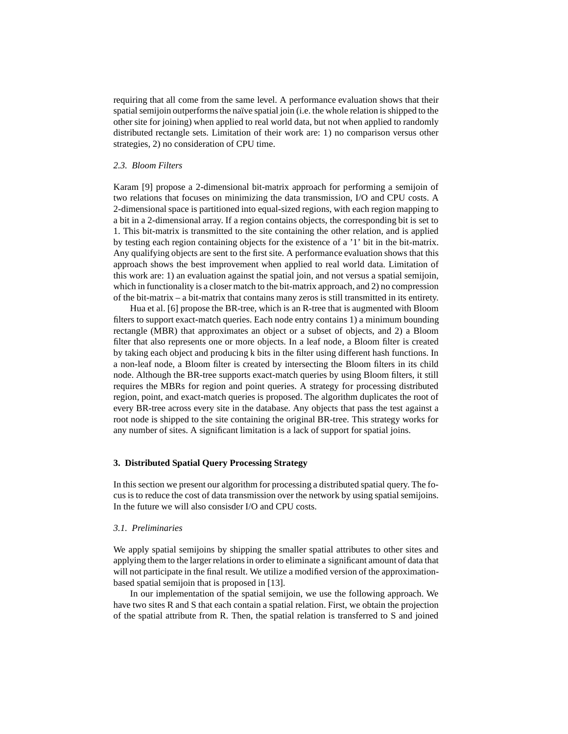requiring that all come from the same level. A performance evaluation shows that their spatial semijoin outperforms the naïve spatial join (i.e. the whole relation is shipped to the other site for joining) when applied to real world data, but not when applied to randomly distributed rectangle sets. Limitation of their work are: 1) no comparison versus other strategies, 2) no consideration of CPU time.

### *2.3. Bloom Filters*

Karam [9] propose a 2-dimensional bit-matrix approach for performing a semijoin of two relations that focuses on minimizing the data transmission, I/O and CPU costs. A 2-dimensional space is partitioned into equal-sized regions, with each region mapping to a bit in a 2-dimensional array. If a region contains objects, the corresponding bit is set to 1. This bit-matrix is transmitted to the site containing the other relation, and is applied by testing each region containing objects for the existence of a '1' bit in the bit-matrix. Any qualifying objects are sent to the first site. A performance evaluation shows that this approach shows the best improvement when applied to real world data. Limitation of this work are: 1) an evaluation against the spatial join, and not versus a spatial semijoin, which in functionality is a closer match to the bit-matrix approach, and 2) no compression of the bit-matrix – a bit-matrix that contains many zeros is still transmitted in its entirety.

Hua et al. [6] propose the BR-tree, which is an R-tree that is augmented with Bloom filters to support exact-match queries. Each node entry contains 1) a minimum bounding rectangle (MBR) that approximates an object or a subset of objects, and 2) a Bloom filter that also represents one or more objects. In a leaf node, a Bloom filter is created by taking each object and producing k bits in the filter using different hash functions. In a non-leaf node, a Bloom filter is created by intersecting the Bloom filters in its child node. Although the BR-tree supports exact-match queries by using Bloom filters, it still requires the MBRs for region and point queries. A strategy for processing distributed region, point, and exact-match queries is proposed. The algorithm duplicates the root of every BR-tree across every site in the database. Any objects that pass the test against a root node is shipped to the site containing the original BR-tree. This strategy works for any number of sites. A significant limitation is a lack of support for spatial joins.

## 3. Distributed Spatial Query Processing Strategy

In this section we present our algorithm for processing a distributed spatial query. The focus is to reduce the cost of data transmission over the network by using spatial semijoins. In the future we will also consisder I/O and CPU costs.

### *3.1. Preliminaries*

We apply spatial semijoins by shipping the smaller spatial attributes to other sites and applying them to the larger relations in order to eliminate a significant amount of data that will not participate in the final result. We utilize a modified version of the approximation-based spatial semijoin that is proposed in [13].

In our implementation of the spatial semijoin, we use the following approach. We have two sites R and S that each contain a spatial relation. First, we obtain the projection of the spatial attribute from R. Then, the spatial relation is transferred to S and joined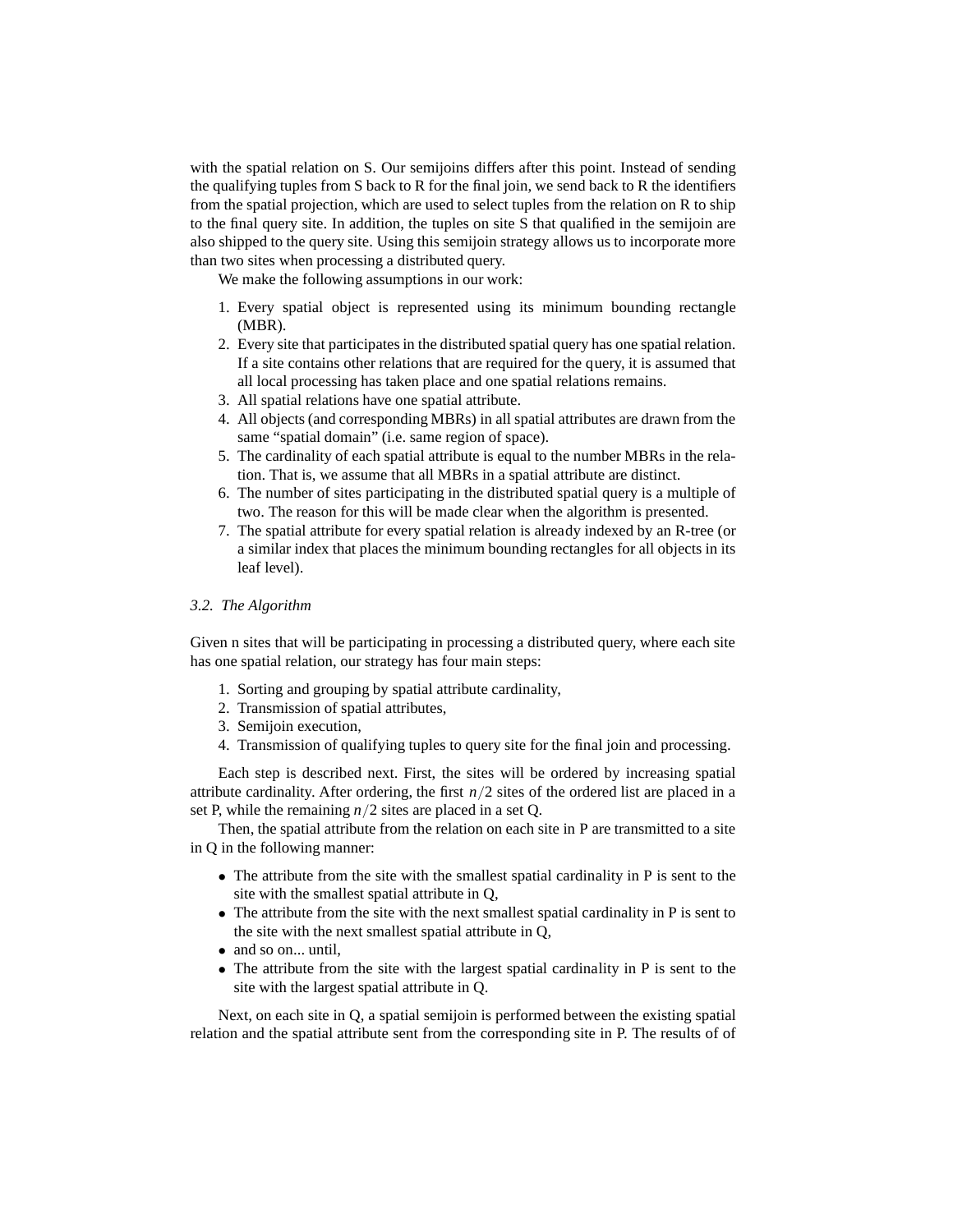with the spatial relation on S. Our semijoins differs after this point. Instead of sending the qualifying tuples from S back to R for the final join, we send back to R the identifiers from the spatial projection, which are used to select tuples from the relation on R to ship to the final query site. In addition, the tuples on site S that qualified in the semijoin are also shipped to the query site. Using this semijoin strategy allows us to incorporate more than two sites when processing a distributed query.

We make the following assumptions in our work:

1. Every spatial object is represented using its minimum bounding rectangle (MBR).
2. Every site that participates in the distributed spatial query has one spatial relation. If a site contains other relations that are required for the query, it is assumed that all local processing has taken place and one spatial relations remains.
3. All spatial relations have one spatial attribute.
4. All objects (and corresponding MBRs) in all spatial attributes are drawn from the same "spatial domain" (i.e. same region of space).
5. The cardinality of each spatial attribute is equal to the number MBRs in the relation. That is, we assume that all MBRs in a spatial attribute are distinct.
6. The number of sites participating in the distributed spatial query is a multiple of two. The reason for this will be made clear when the algorithm is presented.
7. The spatial attribute for every spatial relation is already indexed by an R-tree (or a similar index that places the minimum bounding rectangles for all objects in its leaf level).

### *3.2. The Algorithm*

Given n sites that will be participating in processing a distributed query, where each site has one spatial relation, our strategy has four main steps:

1. Sorting and grouping by spatial attribute cardinality,
2. Transmission of spatial attributes,
3. Semijoin execution,
4. Transmission of qualifying tuples to query site for the final join and processing.

Each step is described next. First, the sites will be ordered by increasing spatial attribute cardinality. After ordering, the first $n/2$ sites of the ordered list are placed in a set P, while the remaining $n/2$ sites are placed in a set Q.

Then, the spatial attribute from the relation on each site in P are transmitted to a site in Q in the following manner:

- The attribute from the site with the smallest spatial cardinality in P is sent to the site with the smallest spatial attribute in Q,
- The attribute from the site with the next smallest spatial cardinality in P is sent to the site with the next smallest spatial attribute in Q,
- and so on... until,
- The attribute from the site with the largest spatial cardinality in P is sent to the site with the largest spatial attribute in Q.

Next, on each site in Q, a spatial semijoin is performed between the existing spatial relation and the spatial attribute sent from the corresponding site in P. The results of of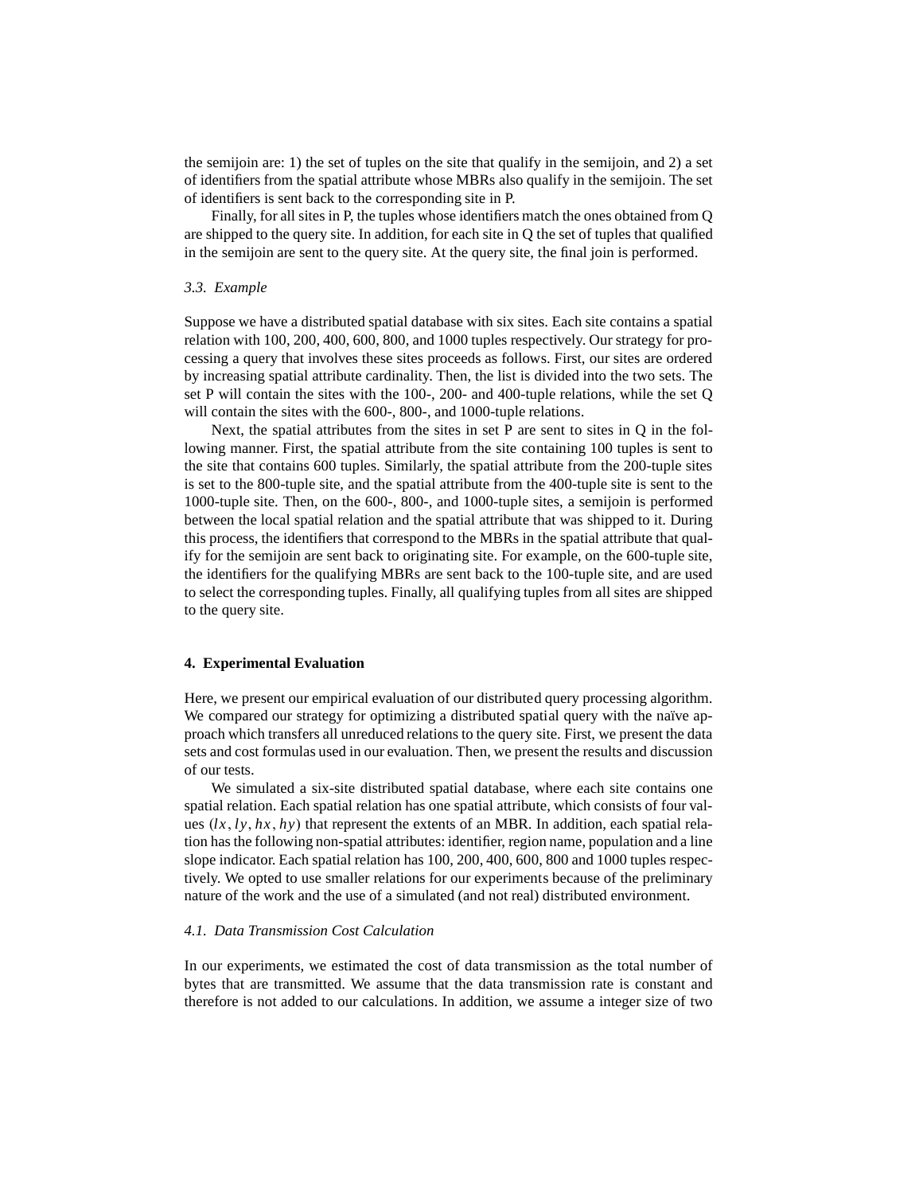the semijoin are: 1) the set of tuples on the site that qualify in the semijoin, and 2) a set of identifiers from the spatial attribute whose MBRs also qualify in the semijoin. The set of identifiers is sent back to the corresponding site in P.

Finally, for all sites in P, the tuples whose identifiers match the ones obtained from Q are shipped to the query site. In addition, for each site in Q the set of tuples that qualified in the semijoin are sent to the query site. At the query site, the final join is performed.

### *3.3. Example*

Suppose we have a distributed spatial database with six sites. Each site contains a spatial relation with 100, 200, 400, 600, 800, and 1000 tuples respectively. Our strategy for processing a query that involves these sites proceeds as follows. First, our sites are ordered by increasing spatial attribute cardinality. Then, the list is divided into the two sets. The set P will contain the sites with the 100-, 200- and 400-tuple relations, while the set Q will contain the sites with the 600-, 800-, and 1000-tuple relations.

Next, the spatial attributes from the sites in set P are sent to sites in Q in the following manner. First, the spatial attribute from the site containing 100 tuples is sent to the site that contains 600 tuples. Similarly, the spatial attribute from the 200-tuple sites is set to the 800-tuple site, and the spatial attribute from the 400-tuple site is sent to the 1000-tuple site. Then, on the 600-, 800-, and 1000-tuple sites, a semijoin is performed between the local spatial relation and the spatial attribute that was shipped to it. During this process, the identifiers that correspond to the MBRs in the spatial attribute that qualify for the semijoin are sent back to originating site. For example, on the 600-tuple site, the identifiers for the qualifying MBRs are sent back to the 100-tuple site, and are used to select the corresponding tuples. Finally, all qualifying tuples from all sites are shipped to the query site.

## **4. Experimental Evaluation**

Here, we present our empirical evaluation of our distributed query processing algorithm. We compared our strategy for optimizing a distributed spatial query with the naïve approach which transfers all unreduced relations to the query site. First, we present the data sets and cost formulas used in our evaluation. Then, we present the results and discussion of our tests.

We simulated a six-site distributed spatial database, where each site contains one spatial relation. Each spatial relation has one spatial attribute, which consists of four values $(lx, ly, hx, hy)$ that represent the extents of an MBR. In addition, each spatial relation has the following non-spatial attributes: identifier, region name, population and a line slope indicator. Each spatial relation has 100, 200, 400, 600, 800 and 1000 tuples respectively. We opted to use smaller relations for our experiments because of the preliminary nature of the work and the use of a simulated (and not real) distributed environment.

### *4.1. Data Transmission Cost Calculation*

In our experiments, we estimated the cost of data transmission as the total number of bytes that are transmitted. We assume that the data transmission rate is constant and therefore is not added to our calculations. In addition, we assume a integer size of two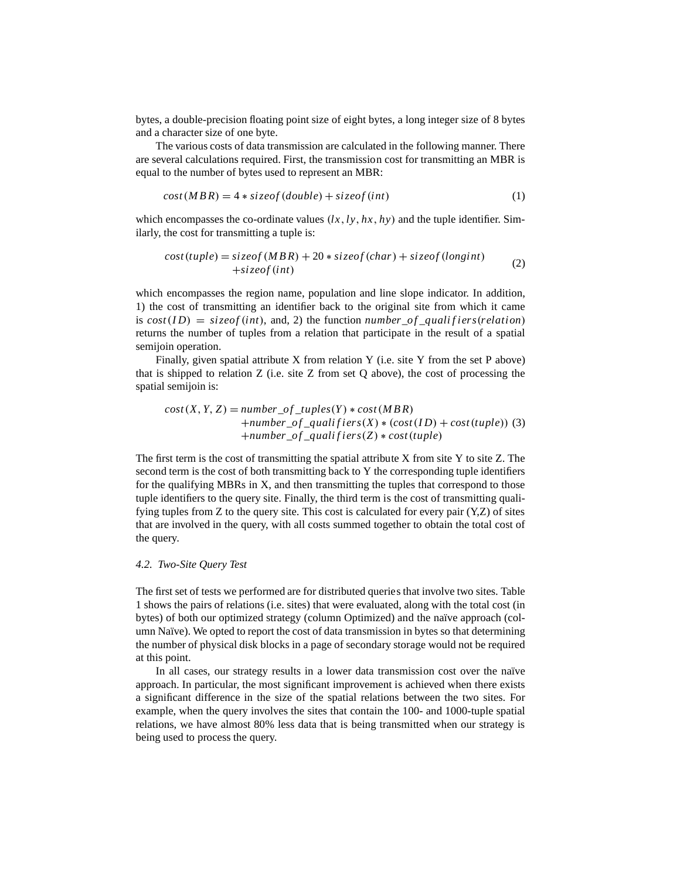bytes, a double-precision floating point size of eight bytes, a long integer size of 8 bytes and a character size of one byte.

The various costs of data transmission are calculated in the following manner. There are several calculations required. First, the transmission cost for transmitting an MBR is equal to the number of bytes used to represent an MBR:

$$cost(MBR) = 4 * sizeof(double) + sizeof(int) \tag{1}$$

which encompasses the co-ordinate values $(lx, ly, hx, hy)$ and the tuple identifier. Similarly, the cost for transmitting a tuple is:

$$\begin{aligned} cost(tuple) = {} & sizeof(MBR) + 20 * sizeof(char) + sizeof(longint) \\ & + sizeof(int) \end{aligned} \tag{2}$$

which encompasses the region name, population and line slope indicator. In addition, 1) the cost of transmitting an identifier back to the original site from which it came is $cost(ID) = sizeof(int)$, and, 2) the function $number\_of\_qualifiers(relation)$ returns the number of tuples from a relation that participate in the result of a spatial semijoin operation.

Finally, given spatial attribute X from relation Y (i.e. site Y from the set P above) that is shipped to relation Z (i.e. site Z from set Q above), the cost of processing the spatial semijoin is:

$$\begin{aligned} cost(X, Y, Z) = {} & number\_of\_tuples(Y) * cost(MBR) \\ & + number\_of\_qualifiers(X) * (cost(ID) + cost(tuple)) \\ & + number\_of\_qualifiers(Z) * cost(tuple) \end{aligned} \tag{3}$$

The first term is the cost of transmitting the spatial attribute X from site Y to site Z. The second term is the cost of both transmitting back to Y the corresponding tuple identifiers for the qualifying MBRs in X, and then transmitting the tuples that correspond to those tuple identifiers to the query site. Finally, the third term is the cost of transmitting qualifying tuples from Z to the query site. This cost is calculated for every pair (Y,Z) of sites that are involved in the query, with all costs summed together to obtain the total cost of the query.

### 4.2. Two-Site Query Test

The first set of tests we performed are for distributed queries that involve two sites. Table 1 shows the pairs of relations (i.e. sites) that were evaluated, along with the total cost (in bytes) of both our optimized strategy (column Optimized) and the naïve approach (column Naïve). We opted to report the cost of data transmission in bytes so that determining the number of physical disk blocks in a page of secondary storage would not be required at this point.

In all cases, our strategy results in a lower data transmission cost over the naïve approach. In particular, the most significant improvement is achieved when there exists a significant difference in the size of the spatial relations between the two sites. For example, when the query involves the sites that contain the 100- and 1000-tuple spatial relations, we have almost 80% less data that is being transmitted when our strategy is being used to process the query.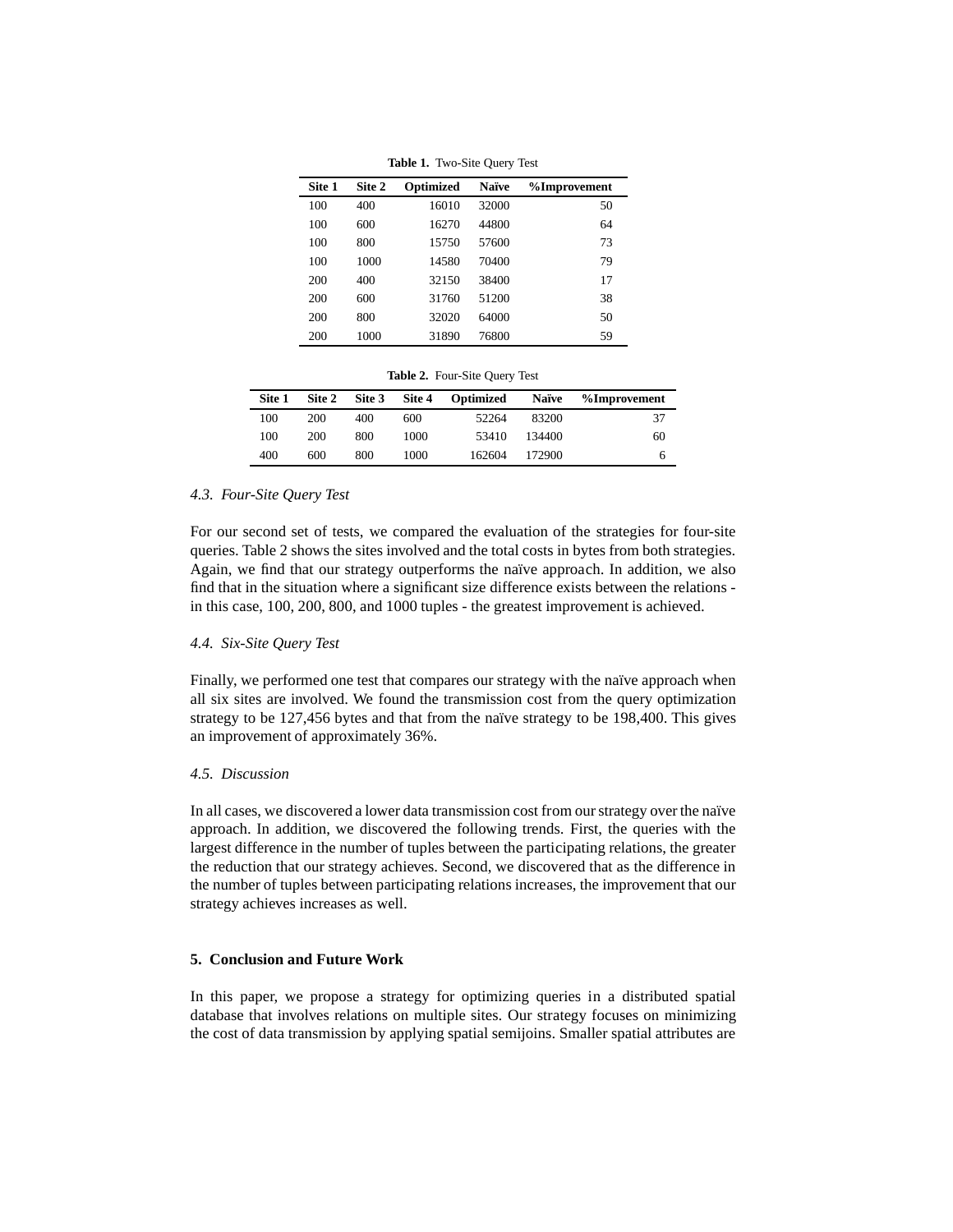**Table 1.** Two-Site Query Test

| Site 1 | Site 2 | Optimized | Naïve | %Improvement |
|---|---|---|---|---|
| 100 | 400 | 16010 | 32000 | 50 |
| 100 | 600 | 16270 | 44800 | 64 |
| 100 | 800 | 15750 | 57600 | 73 |
| 100 | 1000 | 14580 | 70400 | 79 |
| 200 | 400 | 32150 | 38400 | 17 |
| 200 | 600 | 31760 | 51200 | 38 |
| 200 | 800 | 32020 | 64000 | 50 |
| 200 | 1000 | 31890 | 76800 | 59 |

**Table 2.** Four-Site Query Test

| Site 1 | Site 2 | Site 3 | Site 4 | Optimized | Naïve | %Improvement |
|---|---|---|---|---|---|---|
| 100 | 200 | 400 | 600 | 52264 | 83200 | 37 |
| 100 | 200 | 800 | 1000 | 53410 | 134400 | 60 |
| 400 | 600 | 800 | 1000 | 162604 | 172900 | 6 |

### *4.3. Four-Site Query Test*

For our second set of tests, we compared the evaluation of the strategies for four-site queries. Table 2 shows the sites involved and the total costs in bytes from both strategies. Again, we find that our strategy outperforms the naïve approach. In addition, we also find that in the situation where a significant size difference exists between the relations - in this case, 100, 200, 800, and 1000 tuples - the greatest improvement is achieved.

### *4.4. Six-Site Query Test*

Finally, we performed one test that compares our strategy with the naïve approach when all six sites are involved. We found the transmission cost from the query optimization strategy to be 127,456 bytes and that from the naïve strategy to be 198,400. This gives an improvement of approximately 36%.

### *4.5. Discussion*

In all cases, we discovered a lower data transmission cost from our strategy over the naïve approach. In addition, we discovered the following trends. First, the queries with the largest difference in the number of tuples between the participating relations, the greater the reduction that our strategy achieves. Second, we discovered that as the difference in the number of tuples between participating relations increases, the improvement that our strategy achieves increases as well.

## 5. Conclusion and Future Work

In this paper, we propose a strategy for optimizing queries in a distributed spatial database that involves relations on multiple sites. Our strategy focuses on minimizing the cost of data transmission by applying spatial semijoins. Smaller spatial attributes are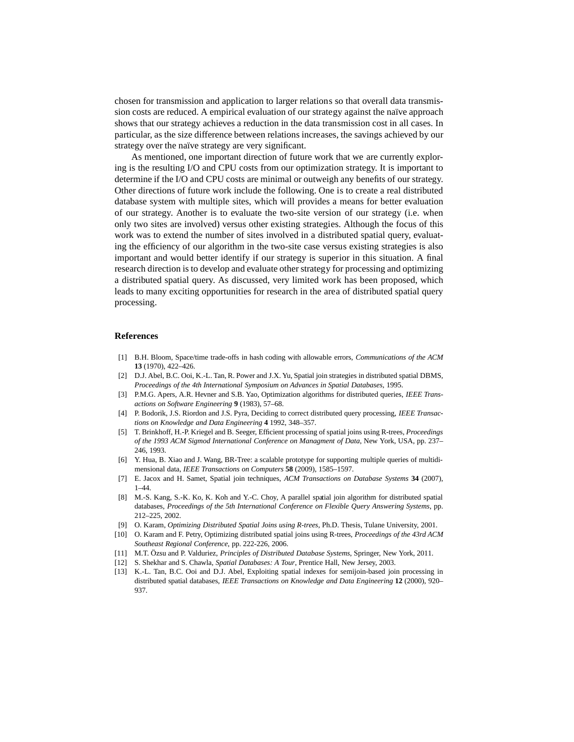chosen for transmission and application to larger relations so that overall data transmission costs are reduced. A empirical evaluation of our strategy against the naïve approach shows that our strategy achieves a reduction in the data transmission cost in all cases. In particular, as the size difference between relations increases, the savings achieved by our strategy over the naïve strategy are very significant.

As mentioned, one important direction of future work that we are currently exploring is the resulting I/O and CPU costs from our optimization strategy. It is important to determine if the I/O and CPU costs are minimal or outweigh any benefits of our strategy. Other directions of future work include the following. One is to create a real distributed database system with multiple sites, which will provides a means for better evaluation of our strategy. Another is to evaluate the two-site version of our strategy (i.e. when only two sites are involved) versus other existing strategies. Although the focus of this work was to extend the number of sites involved in a distributed spatial query, evaluating the efficiency of our algorithm in the two-site case versus existing strategies is also important and would better identify if our strategy is superior in this situation. A final research direction is to develop and evaluate other strategy for processing and optimizing a distributed spatial query. As discussed, very limited work has been proposed, which leads to many exciting opportunities for research in the area of distributed spatial query processing.

## References

[1] B.H. Bloom, Space/time trade-offs in hash coding with allowable errors, *Communications of the ACM* **13** (1970), 422–426.

[2] D.J. Abel, B.C. Ooi, K.-L. Tan, R. Power and J.X. Yu, Spatial join strategies in distributed spatial DBMS, *Proceedings of the 4th International Symposium on Advances in Spatial Databases*, 1995.

[3] P.M.G. Apers, A.R. Hevner and S.B. Yao, Optimization algorithms for distributed queries, *IEEE Transactions on Software Engineering* **9** (1983), 57–68.

[4] P. Bodorik, J.S. Riordon and J.S. Pyra, Deciding to correct distributed query processing, *IEEE Transactions on Knowledge and Data Engineering* **4** 1992, 348–357.

[5] T. Brinkhoff, H.-P. Kriegel and B. Seeger, Efficient processing of spatial joins using R-trees, *Proceedings of the 1993 ACM Sigmod International Conference on Managment of Data*, New York, USA, pp. 237–246, 1993.

[6] Y. Hua, B. Xiao and J. Wang, BR-Tree: a scalable prototype for supporting multiple queries of multidimensional data, *IEEE Transactions on Computers* **58** (2009), 1585–1597.

[7] E. Jacox and H. Samet, Spatial join techniques, *ACM Transactions on Database Systems* **34** (2007), 1–44.

[8] M.-S. Kang, S.-K. Ko, K. Koh and Y.-C. Choy, A parallel spatial join algorithm for distributed spatial databases, *Proceedings of the 5th International Conference on Flexible Query Answering Systems*, pp. 212–225, 2002.

[9] O. Karam, *Optimizing Distributed Spatial Joins using R-trees*, Ph.D. Thesis, Tulane University, 2001.

[10] O. Karam and F. Petry, Optimizing distributed spatial joins using R-trees, *Proceedings of the 43rd ACM Southeast Regional Conference*, pp. 222-226, 2006.

[11] M.T. Özsu and P. Valduriez, *Principles of Distributed Database Systems*, Springer, New York, 2011.

[12] S. Shekhar and S. Chawla, *Spatial Databases: A Tour*, Prentice Hall, New Jersey, 2003.

[13] K.-L. Tan, B.C. Ooi and D.J. Abel, Exploiting spatial indexes for semijoin-based join processing in distributed spatial databases, *IEEE Transactions on Knowledge and Data Engineering* **12** (2000), 920–937.